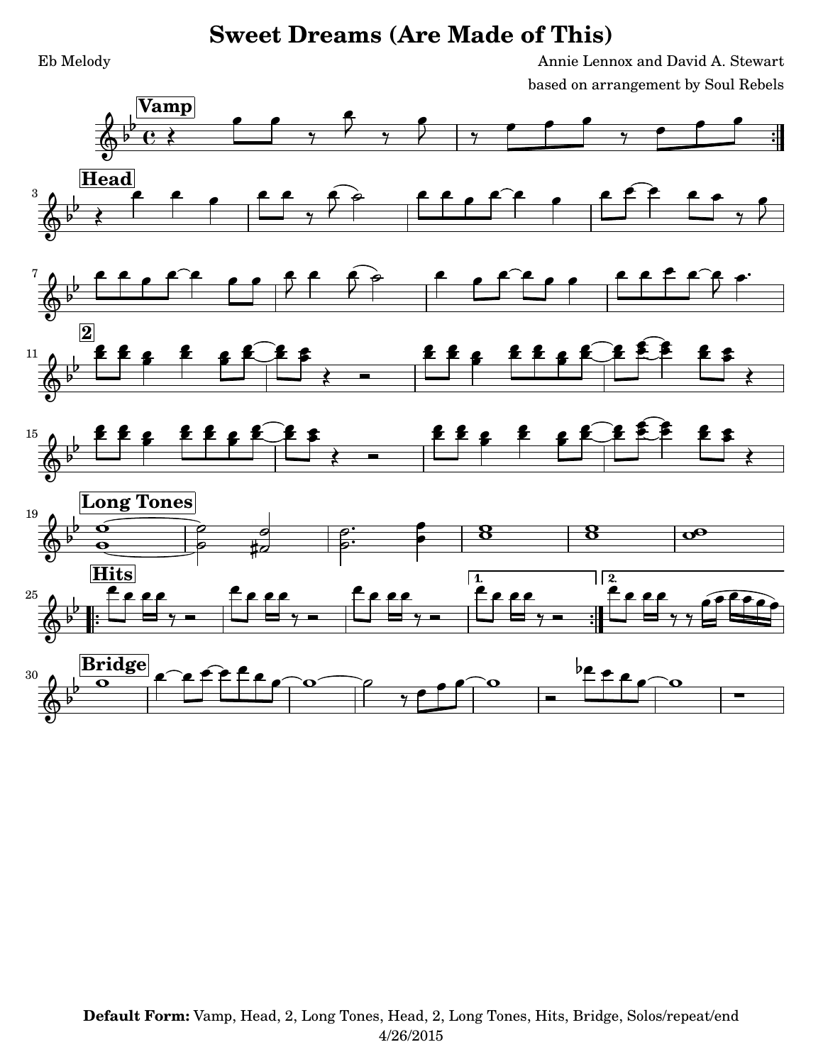# Sweet Dreams (Are Made of This)

Eb Melody

Annie Lennox and David A. Stewart

based on arrangement by Soul Rebels

Vamp

Head

2

Long Tones

Hits

Bridge

**Default Form:** Vamp, Head, 2, Long Tones, Head, 2, Long Tones, Hits, Bridge, Solos/repeat/end

4/26/2015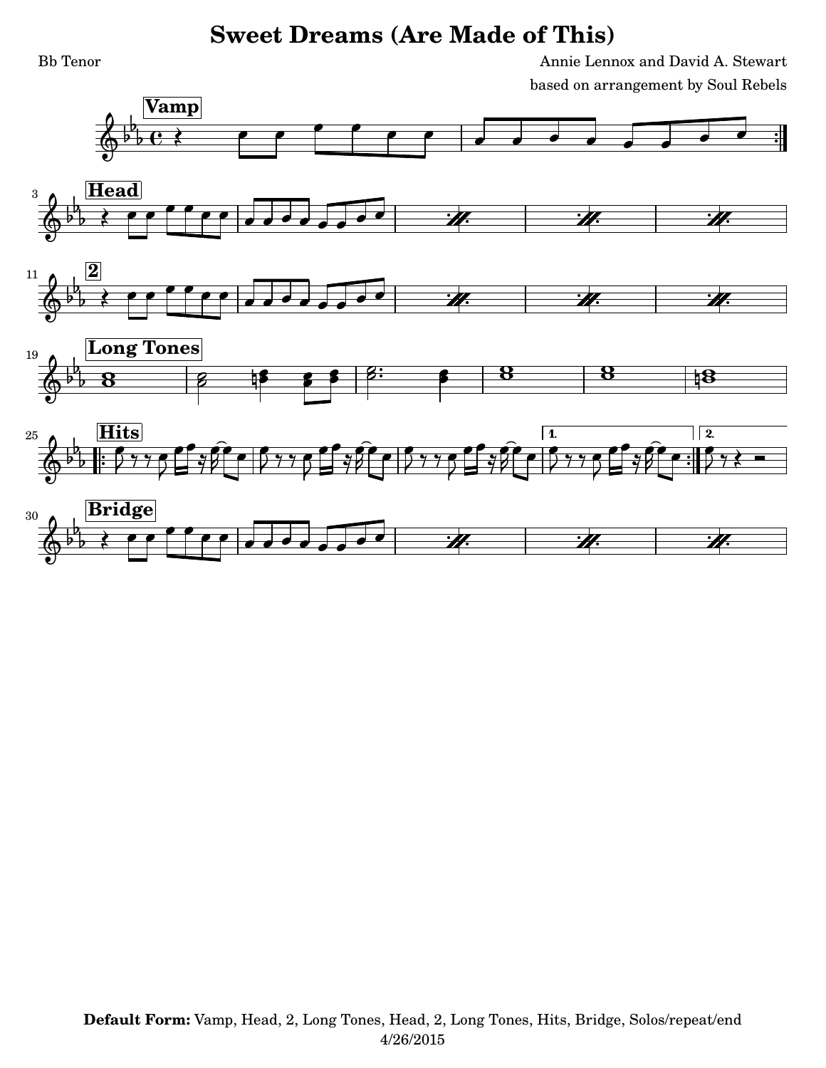# Sweet Dreams (Are Made of This)

Bb Tenor

Annie Lennox and David A. Stewart

based on arrangement by Soul Rebels

Vamp

Head

2

Long Tones

Hits

Bridge

**Default Form:** Vamp, Head, 2, Long Tones, Head, 2, Long Tones, Hits, Bridge, Solos/repeat/end

4/26/2015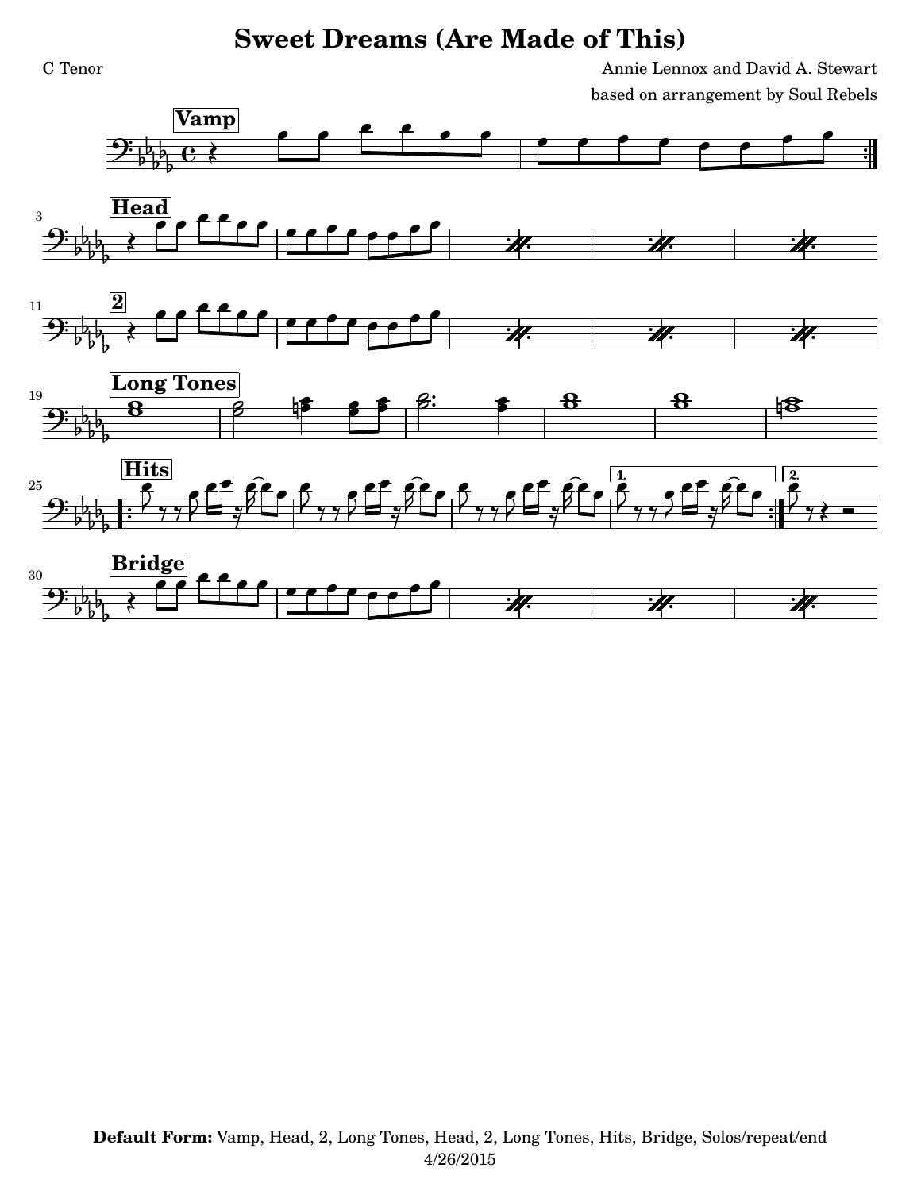# Sweet Dreams (Are Made of This)

C Tenor

Annie Lennox and David A. Stewart

based on arrangement by Soul Rebels

Vamp

Head

2

Long Tones

Hits

Bridge

**Default Form:** Vamp, Head, 2, Long Tones, Head, 2, Long Tones, Hits, Bridge, Solos/repeat/end

4/26/2015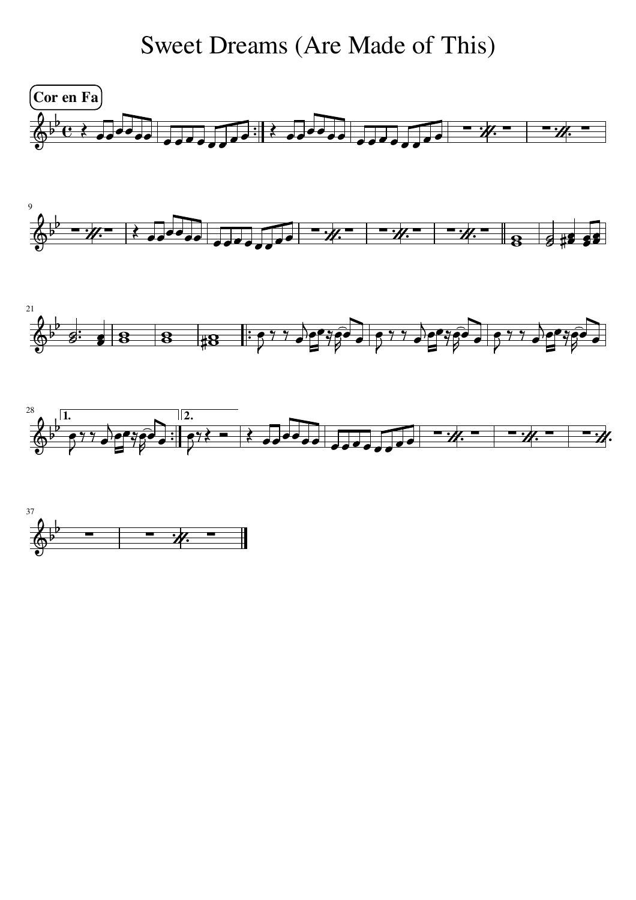# Sweet Dreams (Are Made of This)

Cor en Fa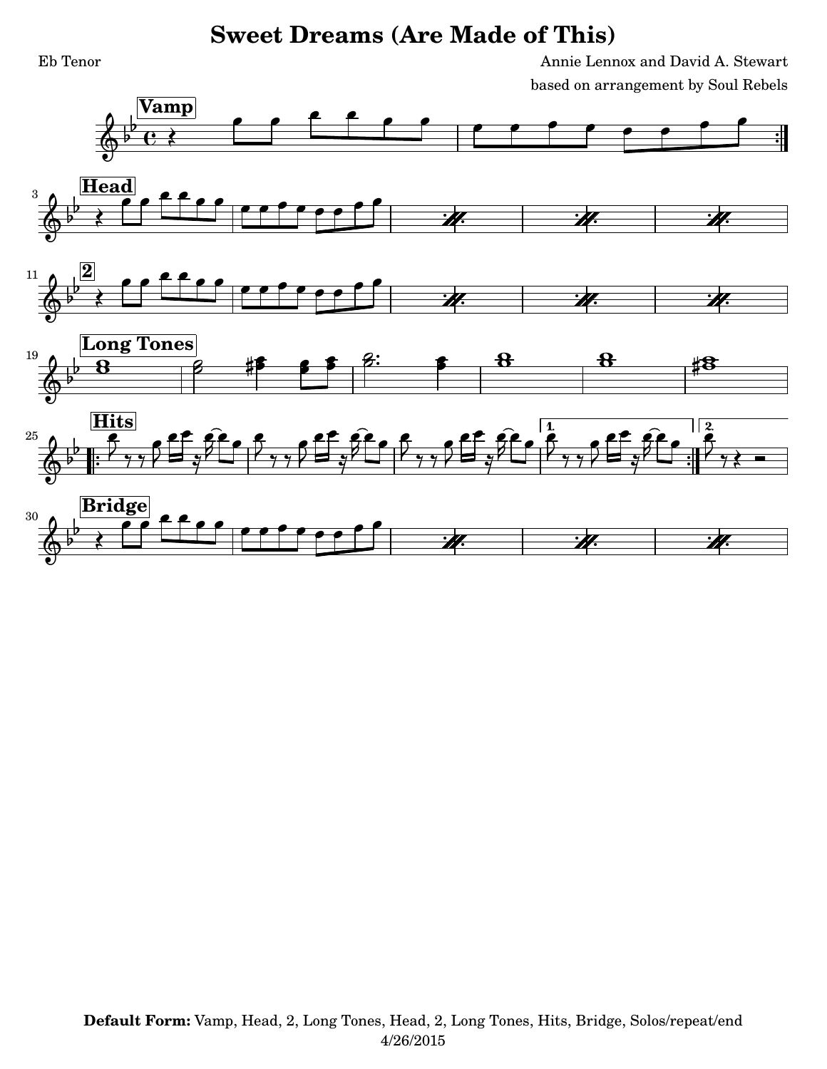# Sweet Dreams (Are Made of This)

Eb Tenor

Annie Lennox and David A. Stewart

based on arrangement by Soul Rebels

**Default Form:** Vamp, Head, 2, Long Tones, Head, 2, Long Tones, Hits, Bridge, Solos/repeat/end

4/26/2015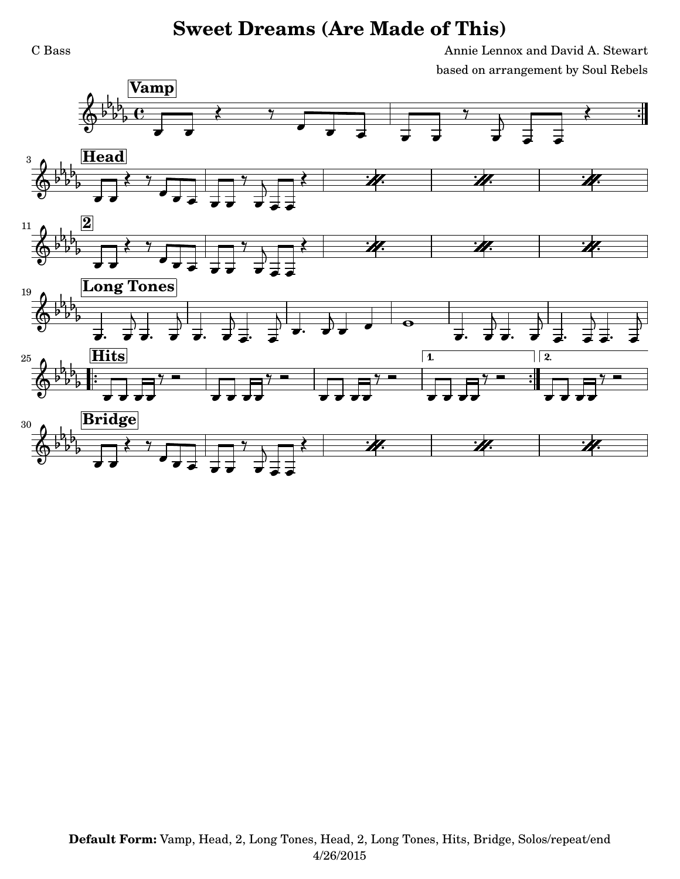# Sweet Dreams (Are Made of This)

C Bass

Annie Lennox and David A. Stewart

based on arrangement by Soul Rebels

**Vamp**

**Head**

**2**

**Long Tones**

**Hits**

**Bridge**

**Default Form:** Vamp, Head, 2, Long Tones, Head, 2, Long Tones, Hits, Bridge, Solos/repeat/end

4/26/2015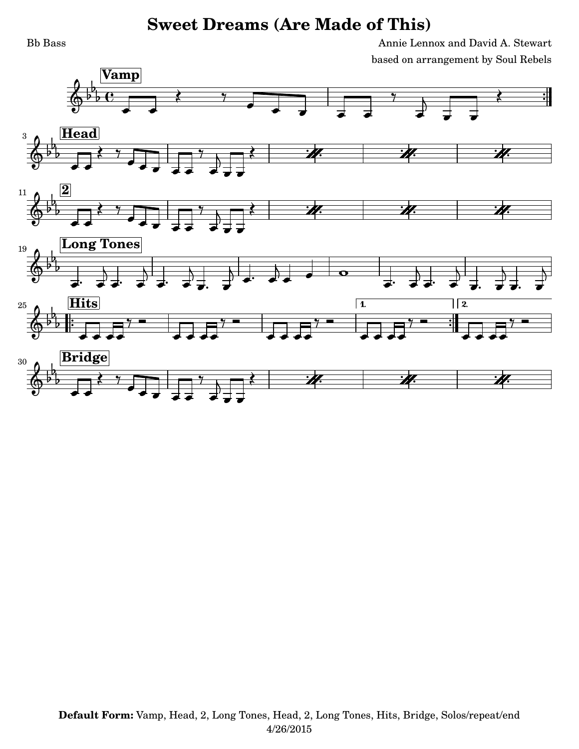# Sweet Dreams (Are Made of This)

Bb Bass

Annie Lennox and David A. Stewart

based on arrangement by Soul Rebels

**Vamp**

**Head**

**2**

**Long Tones**

**Hits**

**Bridge**

**Default Form:** Vamp, Head, 2, Long Tones, Head, 2, Long Tones, Hits, Bridge, Solos/repeat/end

4/26/2015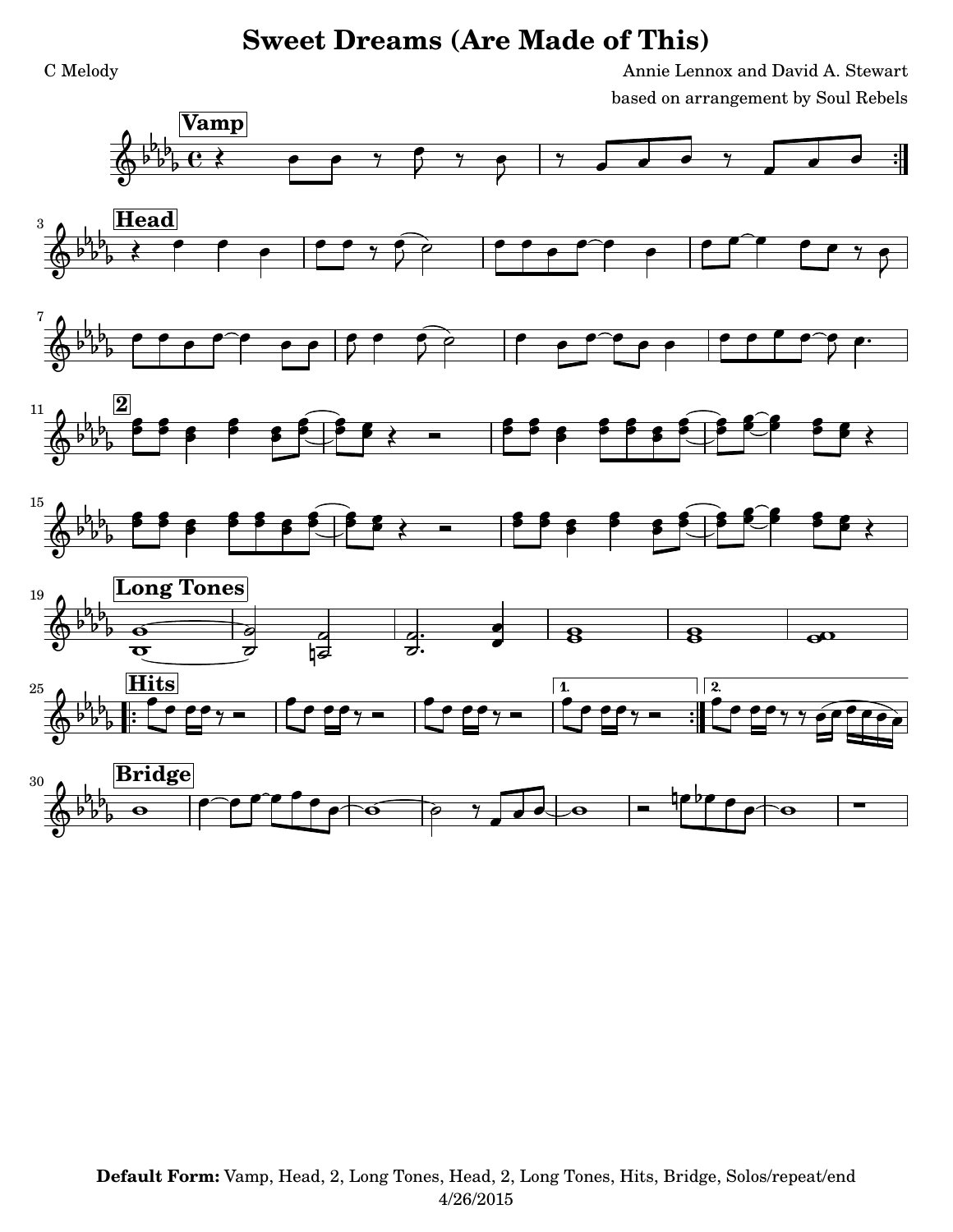# Sweet Dreams (Are Made of This)

C Melody

Annie Lennox and David A. Stewart

based on arrangement by Soul Rebels

**Vamp**

**Head**

**2**

**Long Tones**

**Hits**

**Bridge**

**Default Form:** Vamp, Head, 2, Long Tones, Head, 2, Long Tones, Hits, Bridge, Solos/repeat/end

4/26/2015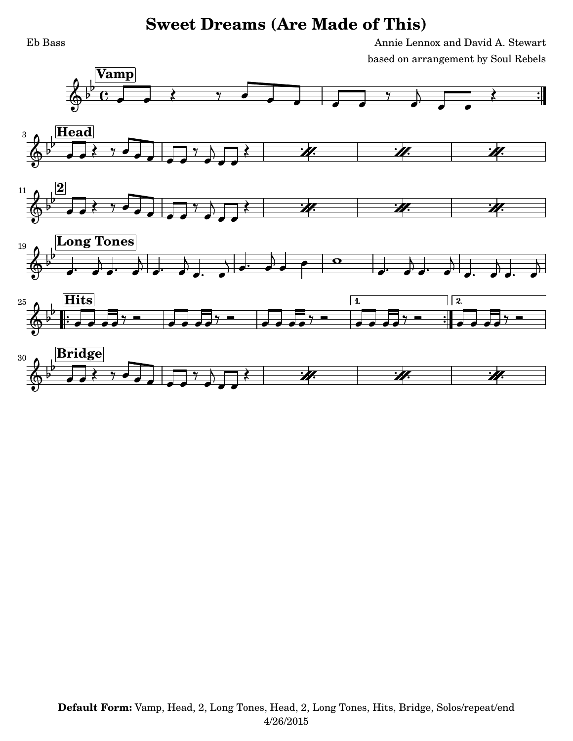# Sweet Dreams (Are Made of This)

Eb Bass

Annie Lennox and David A. Stewart

based on arrangement by Soul Rebels

**Vamp**

**Head**

**2**

**Long Tones**

**Hits**

**Bridge**

**Default Form:** Vamp, Head, 2, Long Tones, Head, 2, Long Tones, Hits, Bridge, Solos/repeat/end

4/26/2015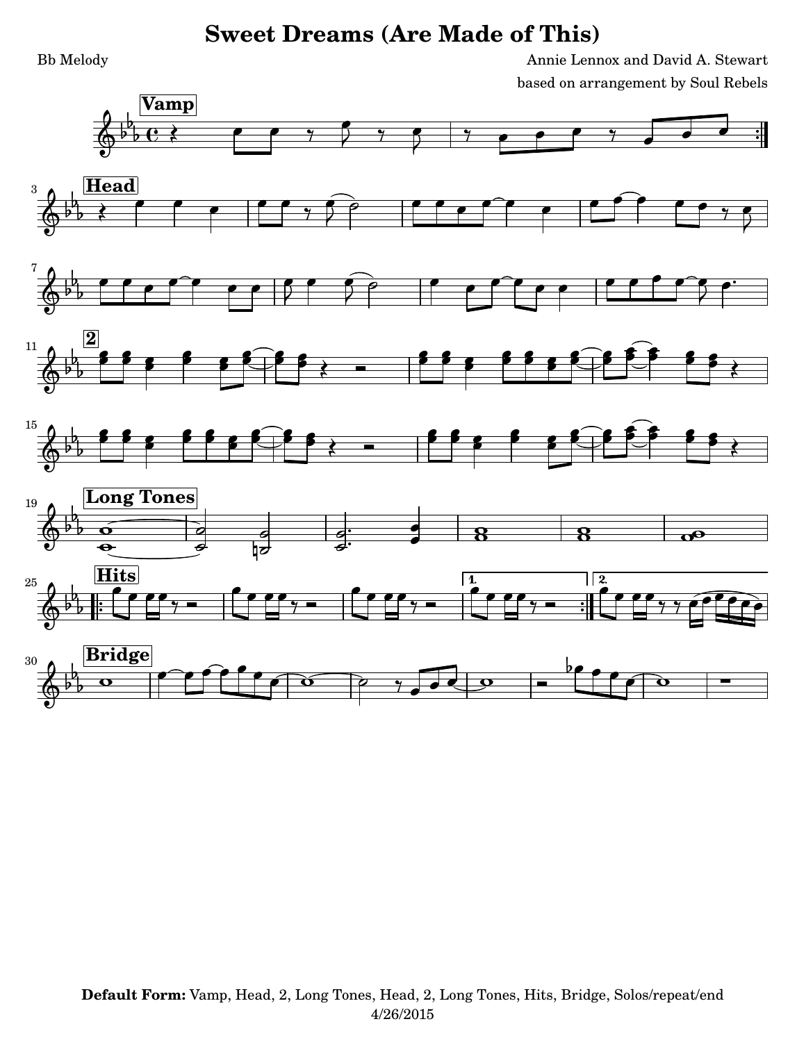# Sweet Dreams (Are Made of This)

Bb Melody

Annie Lennox and David A. Stewart

based on arrangement by Soul Rebels

Vamp

Head

2

Long Tones

Hits

Bridge

**Default Form:** Vamp, Head, 2, Long Tones, Head, 2, Long Tones, Hits, Bridge, Solos/repeat/end

4/26/2015